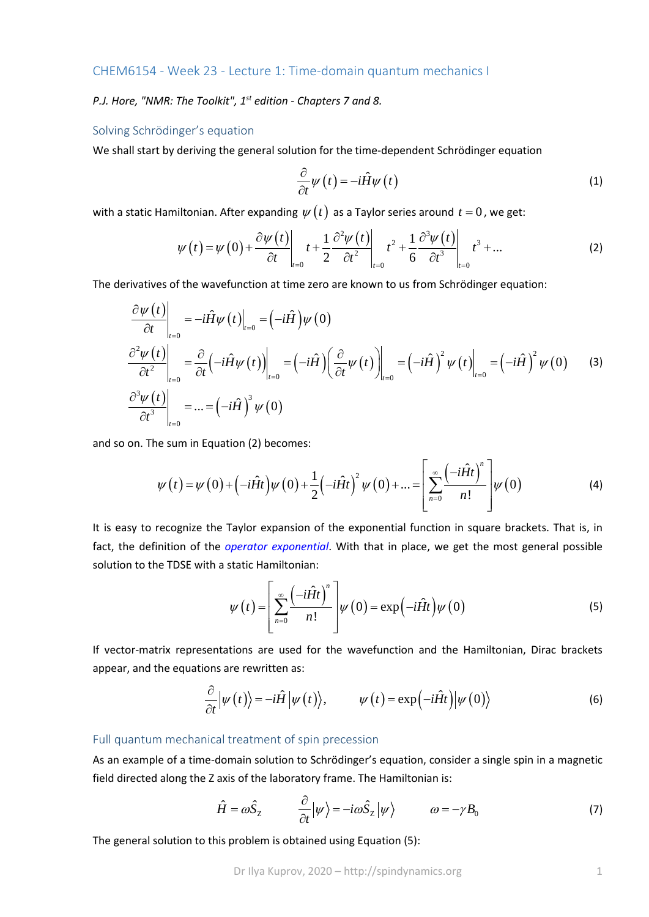## CHEM6154 - Week 23 - Lecture 1: Time-domain quantum mechanics I

*P.J. Hore, "NMR: The Toolkit", 1st edition - Chapters 7 and 8.*

### Solving Schrödinger's equation

We shall start by deriving the general solution for the time-dependent Schrödinger equation

$$\frac{\partial}{\partial t}\psi(t) = -i\hat{H}\psi(t) \tag{1}$$

with a static Hamiltonian. After expanding $\psi(t)$ as a Taylor series around $t=0$, we get:

$$\psi(t) = \psi(0) + \left.\frac{\partial\psi(t)}{\partial t}\right|_{t=0} t + \frac{1}{2}\left.\frac{\partial^2\psi(t)}{\partial t^2}\right|_{t=0} t^2 + \frac{1}{6}\left.\frac{\partial^3\psi(t)}{\partial t^3}\right|_{t=0} t^3 + \ldots \tag{2}$$

The derivatives of the wavefunction at time zero are known to us from Schrödinger equation:

$$\begin{aligned}
\left.\frac{\partial\psi(t)}{\partial t}\right|_{t=0} &= -i\hat{H}\psi(t)\big|_{t=0} = \left(-i\hat{H}\right)\psi(0) \\
\left.\frac{\partial^2\psi(t)}{\partial t^2}\right|_{t=0} &= \left.\frac{\partial}{\partial t}\left(-i\hat{H}\psi(t)\right)\right|_{t=0} = \left(-i\hat{H}\right)\left.\left(\frac{\partial}{\partial t}\psi(t)\right)\right|_{t=0} = \left(-i\hat{H}\right)^2\psi(t)\big|_{t=0} = \left(-i\hat{H}\right)^2\psi(0) \\
\left.\frac{\partial^3\psi(t)}{\partial t^3}\right|_{t=0} &= \ldots = \left(-i\hat{H}\right)^3\psi(0)
\end{aligned} \tag{3}$$

and so on. The sum in Equation (2) becomes:

$$\psi(t) = \psi(0) + \left(-i\hat{H}t\right)\psi(0) + \frac{1}{2}\left(-i\hat{H}t\right)^2\psi(0) + \ldots = \left[\sum_{n=0}^{\infty}\frac{\left(-i\hat{H}t\right)^n}{n!}\right]\psi(0) \tag{4}$$

It is easy to recognize the Taylor expansion of the exponential function in square brackets. That is, in fact, the definition of the *operator exponential*. With that in place, we get the most general possible solution to the TDSE with a static Hamiltonian:

$$\psi(t) = \left[\sum_{n=0}^{\infty}\frac{\left(-i\hat{H}t\right)^n}{n!}\right]\psi(0) = \exp\left(-i\hat{H}t\right)\psi(0) \tag{5}$$

If vector-matrix representations are used for the wavefunction and the Hamiltonian, Dirac brackets appear, and the equations are rewritten as:

$$\frac{\partial}{\partial t}\left|\psi(t)\right\rangle = -i\hat{H}\left|\psi(t)\right\rangle, \qquad \psi(t) = \exp\left(-i\hat{H}t\right)\left|\psi(0)\right\rangle \tag{6}$$

### Full quantum mechanical treatment of spin precession

As an example of a time-domain solution to Schrödinger's equation, consider a single spin in a magnetic field directed along the Z axis of the laboratory frame. The Hamiltonian is:

$$\hat{H} = \omega\hat{S}_Z \qquad \frac{\partial}{\partial t}\left|\psi\right\rangle = -i\omega\hat{S}_Z\left|\psi\right\rangle \qquad \omega = -\gamma B_0 \tag{7}$$

The general solution to this problem is obtained using Equation (5):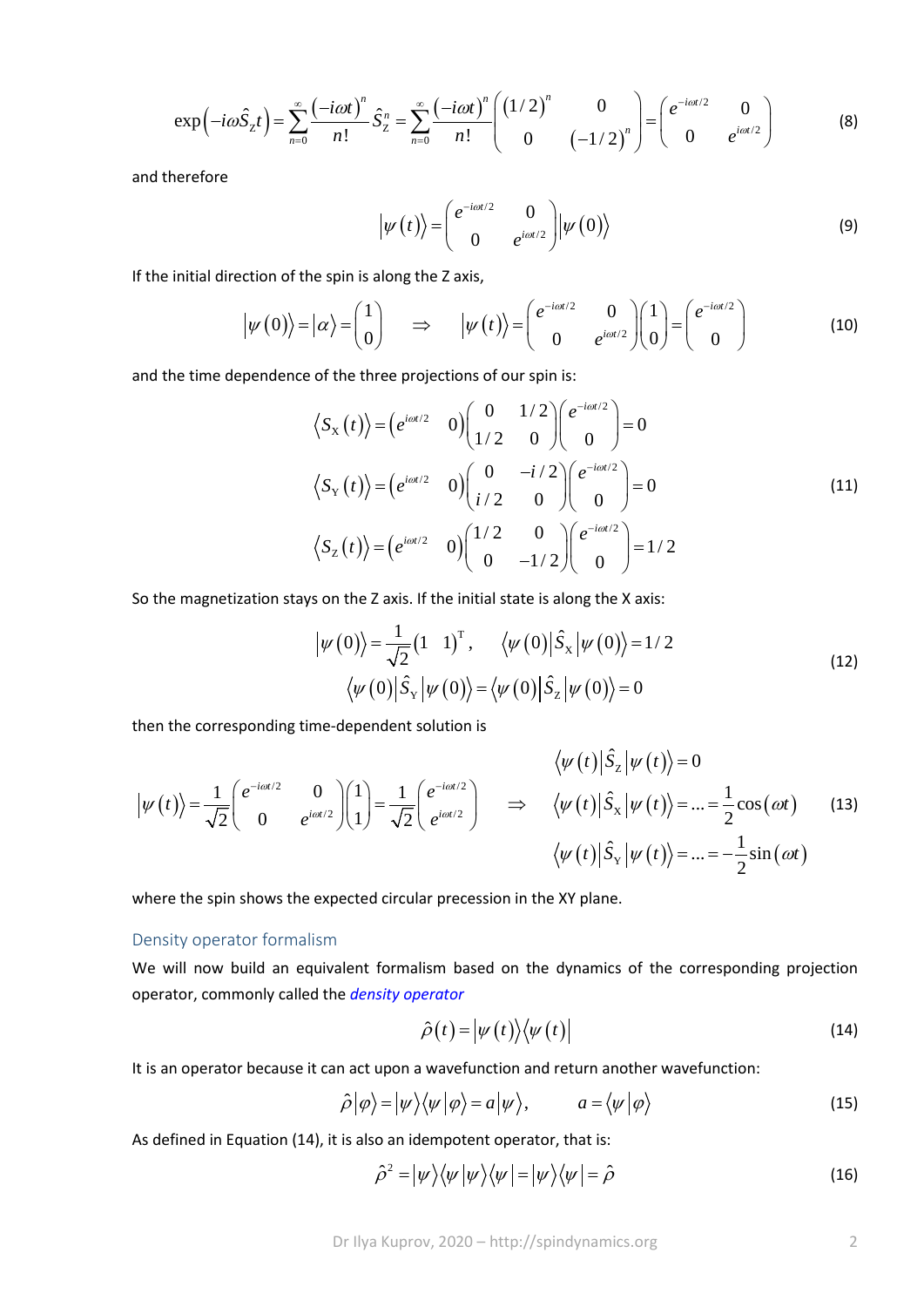$$\exp\left(-i\omega \hat{S}_{\mathrm{Z}} t\right) = \sum_{n=0}^{\infty} \frac{\left(-i\omega t\right)^n}{n!} \hat{S}_{\mathrm{Z}}^n = \sum_{n=0}^{\infty} \frac{\left(-i\omega t\right)^n}{n!} \begin{pmatrix} \left(1/2\right)^n & 0 \\ 0 & \left(-1/2\right)^n \end{pmatrix} = \begin{pmatrix} e^{-i\omega t/2} & 0 \\ 0 & e^{i\omega t/2} \end{pmatrix} \tag{8}$$

and therefore

$$\left|\psi(t)\right\rangle = \begin{pmatrix} e^{-i\omega t/2} & 0 \\ 0 & e^{i\omega t/2} \end{pmatrix} \left|\psi(0)\right\rangle \tag{9}$$

If the initial direction of the spin is along the Z axis,

$$\left|\psi(0)\right\rangle = \left|\alpha\right\rangle = \begin{pmatrix} 1 \\ 0 \end{pmatrix} \quad \Rightarrow \quad \left|\psi(t)\right\rangle = \begin{pmatrix} e^{-i\omega t/2} & 0 \\ 0 & e^{i\omega t/2} \end{pmatrix} \begin{pmatrix} 1 \\ 0 \end{pmatrix} = \begin{pmatrix} e^{-i\omega t/2} \\ 0 \end{pmatrix} \tag{10}$$

and the time dependence of the three projections of our spin is:

$$\begin{aligned} \left\langle S_{\mathrm{X}}(t)\right\rangle &= \begin{pmatrix} e^{i\omega t/2} & 0 \end{pmatrix} \begin{pmatrix} 0 & 1/2 \\ 1/2 & 0 \end{pmatrix} \begin{pmatrix} e^{-i\omega t/2} \\ 0 \end{pmatrix} = 0 \\ \left\langle S_{\mathrm{Y}}(t)\right\rangle &= \begin{pmatrix} e^{i\omega t/2} & 0 \end{pmatrix} \begin{pmatrix} 0 & -i/2 \\ i/2 & 0 \end{pmatrix} \begin{pmatrix} e^{-i\omega t/2} \\ 0 \end{pmatrix} = 0 \\ \left\langle S_{\mathrm{Z}}(t)\right\rangle &= \begin{pmatrix} e^{i\omega t/2} & 0 \end{pmatrix} \begin{pmatrix} 1/2 & 0 \\ 0 & -1/2 \end{pmatrix} \begin{pmatrix} e^{-i\omega t/2} \\ 0 \end{pmatrix} = 1/2 \end{aligned} \tag{11}$$

So the magnetization stays on the Z axis. If the initial state is along the X axis:

$$\begin{gathered} \left|\psi(0)\right\rangle = \frac{1}{\sqrt{2}} \begin{pmatrix} 1 & 1 \end{pmatrix}^{\mathrm{T}}, \qquad \left\langle \psi(0)\right| \hat{S}_{\mathrm{X}} \left|\psi(0)\right\rangle = 1/2 \\ \left\langle \psi(0)\right| \hat{S}_{\mathrm{Y}} \left|\psi(0)\right\rangle = \left\langle \psi(0)\right| \hat{S}_{\mathrm{Z}} \left|\psi(0)\right\rangle = 0 \end{gathered} \tag{12}$$

then the corresponding time-dependent solution is

$$\left|\psi(t)\right\rangle = \frac{1}{\sqrt{2}} \begin{pmatrix} e^{-i\omega t/2} & 0 \\ 0 & e^{i\omega t/2} \end{pmatrix} \begin{pmatrix} 1 \\ 1 \end{pmatrix} = \frac{1}{\sqrt{2}} \begin{pmatrix} e^{-i\omega t/2} \\ e^{i\omega t/2} \end{pmatrix} \quad \Rightarrow \quad \begin{aligned} &\left\langle \psi(t)\right| \hat{S}_{\mathrm{Z}} \left|\psi(t)\right\rangle = 0 \\ &\left\langle \psi(t)\right| \hat{S}_{\mathrm{X}} \left|\psi(t)\right\rangle = \ldots = \frac{1}{2}\cos(\omega t) \\ &\left\langle \psi(t)\right| \hat{S}_{\mathrm{Y}} \left|\psi(t)\right\rangle = \ldots = -\frac{1}{2}\sin(\omega t) \end{aligned} \tag{13}$$

where the spin shows the expected circular precession in the XY plane.

## Density operator formalism

We will now build an equivalent formalism based on the dynamics of the corresponding projection operator, commonly called the *density operator*

$$\hat{\rho}(t) = \left|\psi(t)\right\rangle \left\langle \psi(t)\right| \tag{14}$$

It is an operator because it can act upon a wavefunction and return another wavefunction:

$$\hat{\rho}\left|\varphi\right\rangle = \left|\psi\right\rangle \left\langle \psi \middle| \varphi\right\rangle = a\left|\psi\right\rangle, \qquad a = \left\langle \psi \middle| \varphi\right\rangle \tag{15}$$

As defined in Equation (14), it is also an idempotent operator, that is:

$$\hat{\rho}^2 = \left|\psi\right\rangle \left\langle \psi \middle| \psi\right\rangle \left\langle \psi\right| = \left|\psi\right\rangle \left\langle \psi\right| = \hat{\rho} \tag{16}$$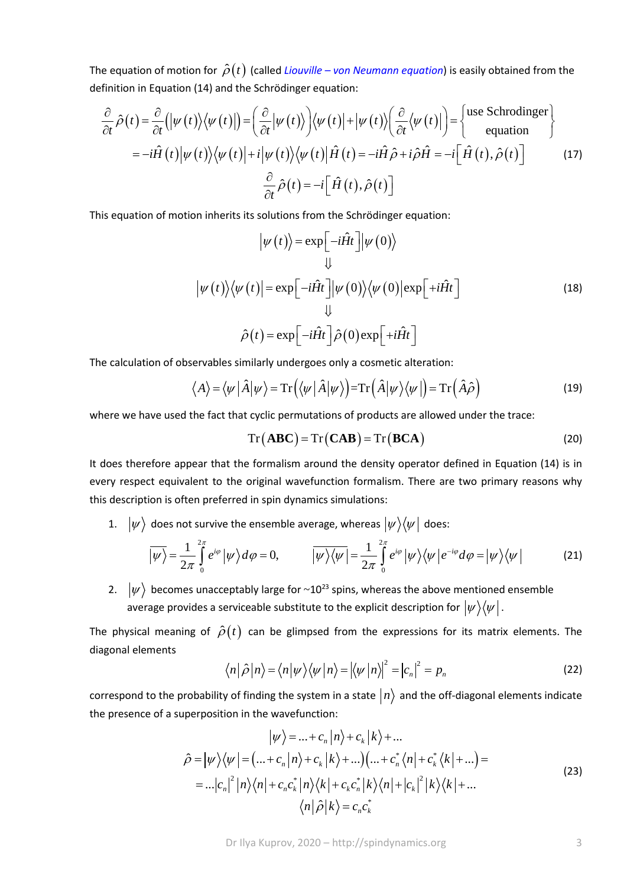The equation of motion for $\hat{\rho}(t)$ (called *Liouville – von Neumann equation*) is easily obtained from the definition in Equation (14) and the Schrödinger equation:

$$
\begin{gathered}
\frac{\partial}{\partial t}\hat{\rho}(t)=\frac{\partial}{\partial t}\left(|\psi(t)\rangle\langle\psi(t)|\right)=\left(\frac{\partial}{\partial t}|\psi(t)\rangle\right)\langle\psi(t)|+|\psi(t)\rangle\left(\frac{\partial}{\partial t}\langle\psi(t)|\right)=\left\{\begin{matrix}\text{use Schrodinger}\\ \text{equation}\end{matrix}\right\} \\
=-i\hat{H}(t)|\psi(t)\rangle\langle\psi(t)|+i|\psi(t)\rangle\langle\psi(t)|\hat{H}(t)=-i\hat{H}\hat{\rho}+i\hat{\rho}\hat{H}=-i\left[\hat{H}(t),\hat{\rho}(t)\right] \\
\frac{\partial}{\partial t}\hat{\rho}(t)=-i\left[\hat{H}(t),\hat{\rho}(t)\right]
\end{gathered}
\tag{17}
$$

This equation of motion inherits its solutions from the Schrödinger equation:

$$
\begin{gathered}
|\psi(t)\rangle=\exp\left[-i\hat{H}t\right]|\psi(0)\rangle \\
\Downarrow \\
|\psi(t)\rangle\langle\psi(t)|=\exp\left[-i\hat{H}t\right]|\psi(0)\rangle\langle\psi(0)|\exp\left[+i\hat{H}t\right] \\
\Downarrow \\
\hat{\rho}(t)=\exp\left[-i\hat{H}t\right]\hat{\rho}(0)\exp\left[+i\hat{H}t\right]
\end{gathered}
\tag{18}
$$

The calculation of observables similarly undergoes only a cosmetic alteration:

$$
\langle A\rangle=\langle\psi|\hat{A}|\psi\rangle=\mathrm{Tr}\left(\langle\psi|\hat{A}|\psi\rangle\right)=\mathrm{Tr}\left(\hat{A}|\psi\rangle\langle\psi|\right)=\mathrm{Tr}\left(\hat{A}\hat{\rho}\right)
\tag{19}
$$

where we have used the fact that cyclic permutations of products are allowed under the trace:

$$
\mathrm{Tr}(\mathbf{ABC})=\mathrm{Tr}(\mathbf{CAB})=\mathrm{Tr}(\mathbf{BCA})
\tag{20}
$$

It does therefore appear that the formalism around the density operator defined in Equation (14) is in every respect equivalent to the original wavefunction formalism. There are two primary reasons why this description is often preferred in spin dynamics simulations:

1. $|\psi\rangle$ does not survive the ensemble average, whereas $|\psi\rangle\langle\psi|$ does:

$$
\overline{|\psi\rangle}=\frac{1}{2\pi}\int_0^{2\pi}e^{i\varphi}|\psi\rangle d\varphi=0,\qquad \overline{|\psi\rangle\langle\psi|}=\frac{1}{2\pi}\int_0^{2\pi}e^{i\varphi}|\psi\rangle\langle\psi|e^{-i\varphi}d\varphi=|\psi\rangle\langle\psi|
\tag{21}
$$

2. $|\psi\rangle$ becomes unacceptably large for ~$10^{23}$ spins, whereas the above mentioned ensemble average provides a serviceable substitute to the explicit description for $|\psi\rangle\langle\psi|$.

The physical meaning of $\hat{\rho}(t)$ can be glimpsed from the expressions for its matrix elements. The diagonal elements

$$
\langle n|\hat{\rho}|n\rangle=\langle n|\psi\rangle\langle\psi|n\rangle=\left|\langle\psi|n\rangle\right|^2=\left|c_n\right|^2=p_n
\tag{22}
$$

correspond to the probability of finding the system in a state $|n\rangle$ and the off-diagonal elements indicate the presence of a superposition in the wavefunction:

$$
\begin{gathered}
|\psi\rangle=\ldots+c_n|n\rangle+c_k|k\rangle+\ldots \\
\hat{\rho}=|\psi\rangle\langle\psi|=\left(\ldots+c_n|n\rangle+c_k|k\rangle+\ldots\right)\left(\ldots+c_n^*\langle n|+c_k^*\langle k|+\ldots\right)= \\
=\ldots\left|c_n\right|^2|n\rangle\langle n|+c_nc_k^*|n\rangle\langle k|+c_kc_n^*|k\rangle\langle n|+\left|c_k\right|^2|k\rangle\langle k|+\ldots \\
\langle n|\hat{\rho}|k\rangle=c_nc_k^*
\end{gathered}
\tag{23}
$$